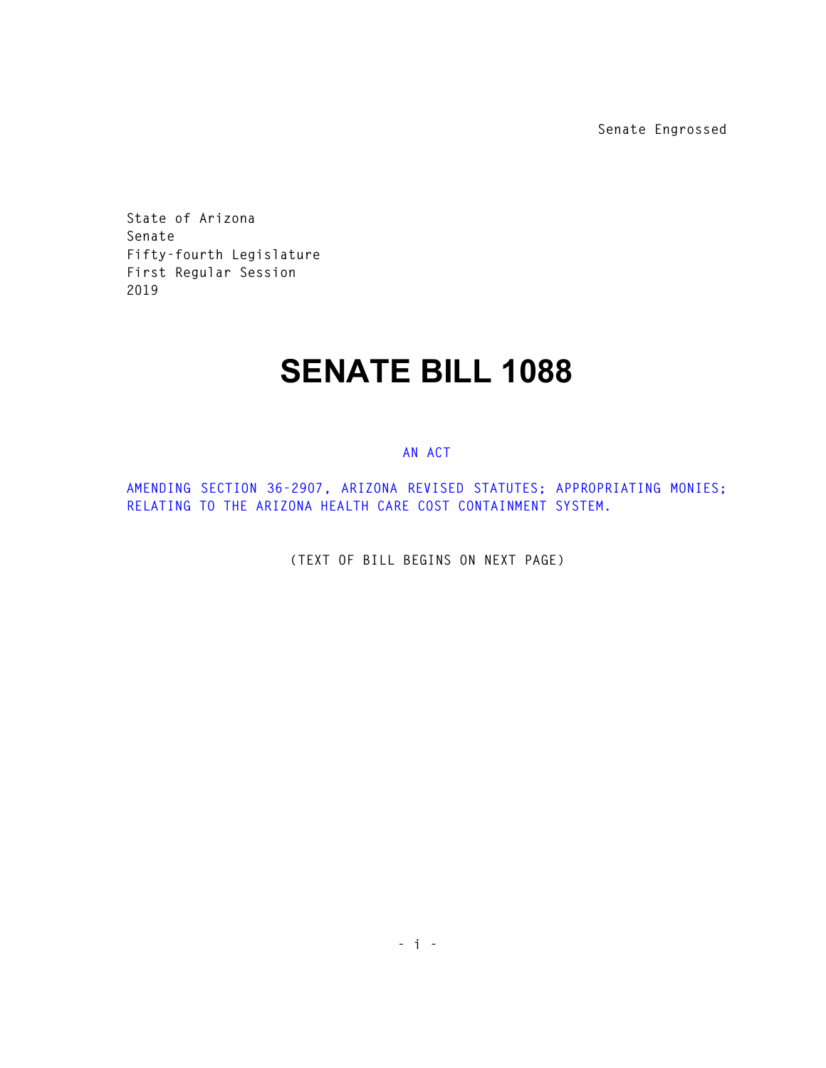Senate Engrossed

State of Arizona
Senate
Fifty-fourth Legislature
First Regular Session
2019

# SENATE BILL 1088

AN ACT

AMENDING SECTION 36-2907, ARIZONA REVISED STATUTES; APPROPRIATING MONIES; RELATING TO THE ARIZONA HEALTH CARE COST CONTAINMENT SYSTEM.

(TEXT OF BILL BEGINS ON NEXT PAGE)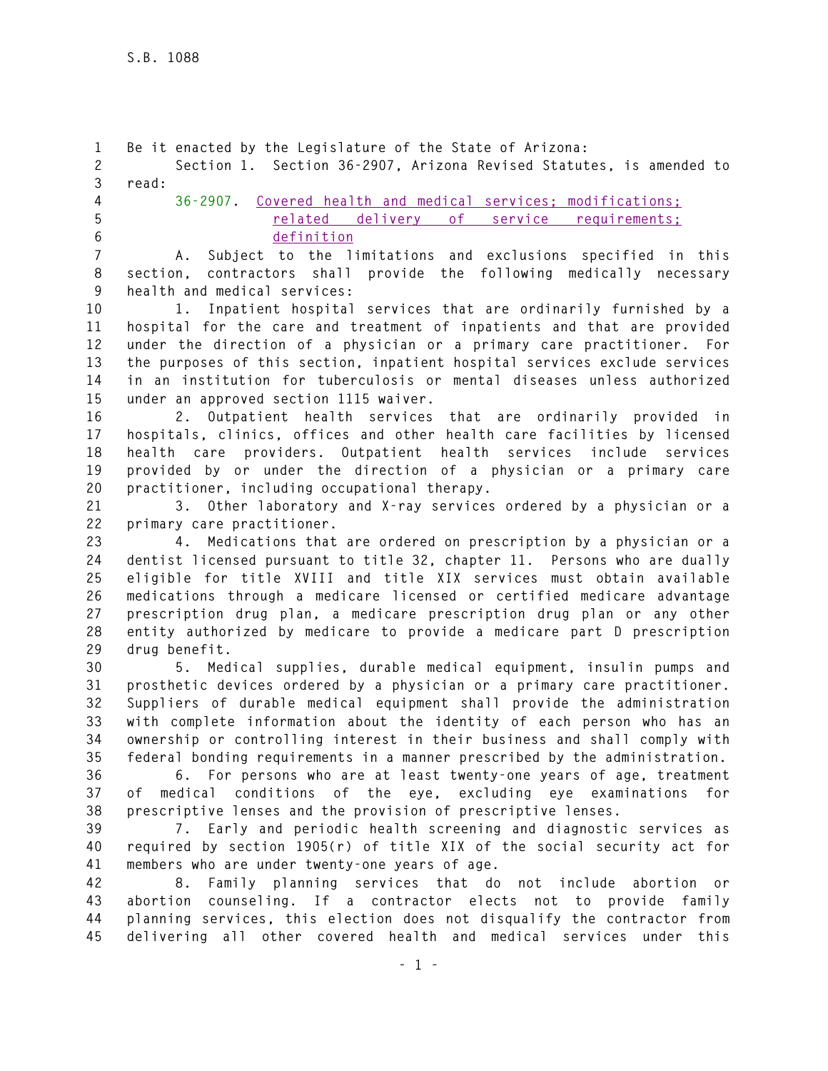Be it enacted by the Legislature of the State of Arizona:

Section 1. Section 36-2907, Arizona Revised Statutes, is amended to read:

36-2907. Covered health and medical services; modifications; related delivery of service requirements; definition

A. Subject to the limitations and exclusions specified in this section, contractors shall provide the following medically necessary health and medical services:

1. Inpatient hospital services that are ordinarily furnished by a hospital for the care and treatment of inpatients and that are provided under the direction of a physician or a primary care practitioner. For the purposes of this section, inpatient hospital services exclude services in an institution for tuberculosis or mental diseases unless authorized under an approved section 1115 waiver.

2. Outpatient health services that are ordinarily provided in hospitals, clinics, offices and other health care facilities by licensed health care providers. Outpatient health services include services provided by or under the direction of a physician or a primary care practitioner, including occupational therapy.

3. Other laboratory and X-ray services ordered by a physician or a primary care practitioner.

4. Medications that are ordered on prescription by a physician or a dentist licensed pursuant to title 32, chapter 11. Persons who are dually eligible for title XVIII and title XIX services must obtain available medications through a medicare licensed or certified medicare advantage prescription drug plan, a medicare prescription drug plan or any other entity authorized by medicare to provide a medicare part D prescription drug benefit.

5. Medical supplies, durable medical equipment, insulin pumps and prosthetic devices ordered by a physician or a primary care practitioner. Suppliers of durable medical equipment shall provide the administration with complete information about the identity of each person who has an ownership or controlling interest in their business and shall comply with federal bonding requirements in a manner prescribed by the administration.

6. For persons who are at least twenty-one years of age, treatment of medical conditions of the eye, excluding eye examinations for prescriptive lenses and the provision of prescriptive lenses.

7. Early and periodic health screening and diagnostic services as required by section 1905(r) of title XIX of the social security act for members who are under twenty-one years of age.

8. Family planning services that do not include abortion or abortion counseling. If a contractor elects not to provide family planning services, this election does not disqualify the contractor from delivering all other covered health and medical services under this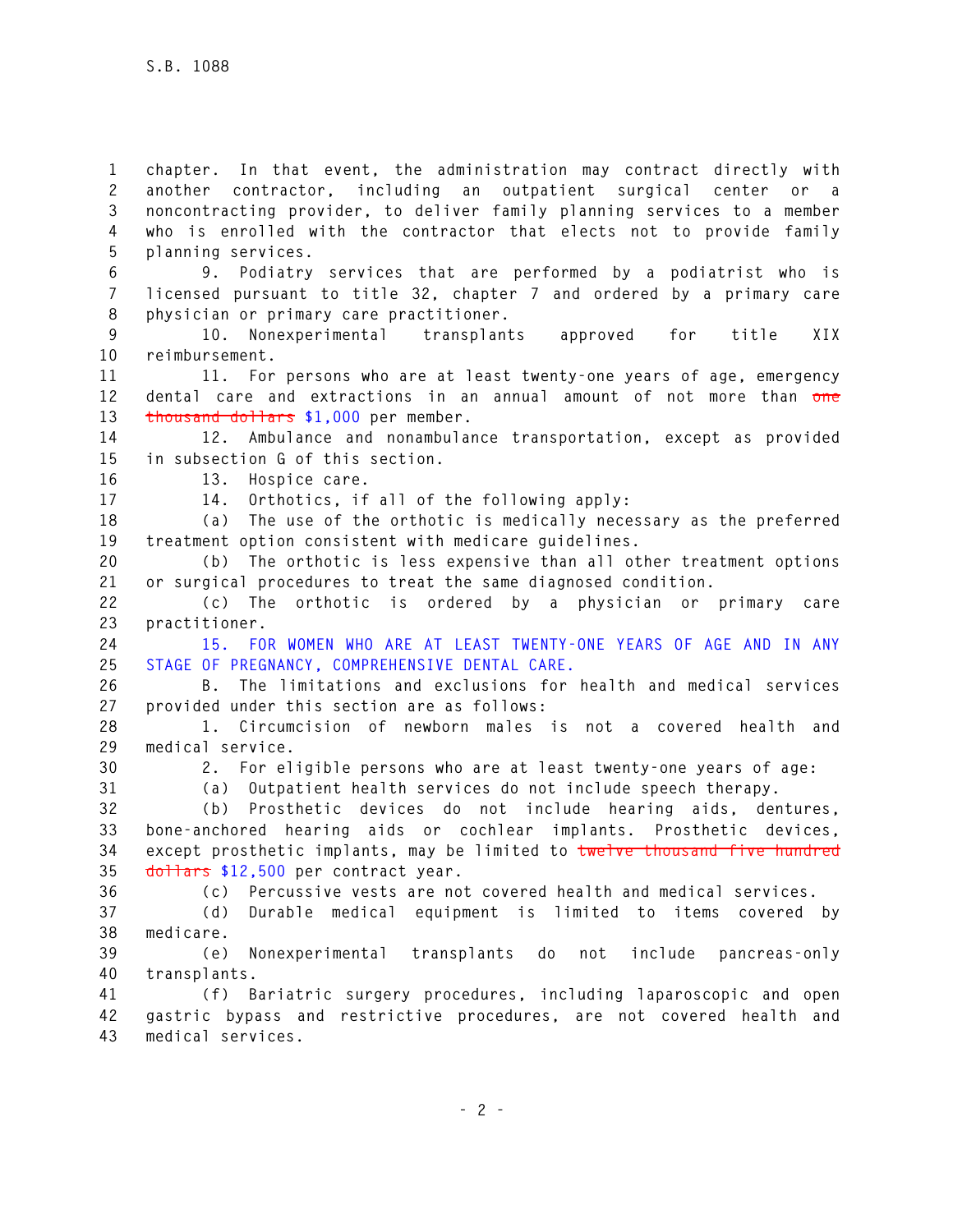chapter. In that event, the administration may contract directly with another contractor, including an outpatient surgical center or a noncontracting provider, to deliver family planning services to a member who is enrolled with the contractor that elects not to provide family planning services.

9. Podiatry services that are performed by a podiatrist who is licensed pursuant to title 32, chapter 7 and ordered by a primary care physician or primary care practitioner.

10. Nonexperimental transplants approved for title XIX reimbursement.

11. For persons who are at least twenty-one years of age, emergency dental care and extractions in an annual amount of not more than ~~one thousand dollars~~ $1,000 per member.

12. Ambulance and nonambulance transportation, except as provided in subsection G of this section.

13. Hospice care.

14. Orthotics, if all of the following apply:

(a) The use of the orthotic is medically necessary as the preferred treatment option consistent with medicare guidelines.

(b) The orthotic is less expensive than all other treatment options or surgical procedures to treat the same diagnosed condition.

(c) The orthotic is ordered by a physician or primary care practitioner.

15. FOR WOMEN WHO ARE AT LEAST TWENTY-ONE YEARS OF AGE AND IN ANY STAGE OF PREGNANCY, COMPREHENSIVE DENTAL CARE.

B. The limitations and exclusions for health and medical services provided under this section are as follows:

1. Circumcision of newborn males is not a covered health and medical service.

2. For eligible persons who are at least twenty-one years of age:

(a) Outpatient health services do not include speech therapy.

(b) Prosthetic devices do not include hearing aids, dentures, bone-anchored hearing aids or cochlear implants. Prosthetic devices, except prosthetic implants, may be limited to ~~twelve thousand five hundred dollars~~ $12,500 per contract year.

(c) Percussive vests are not covered health and medical services.

(d) Durable medical equipment is limited to items covered by medicare.

(e) Nonexperimental transplants do not include pancreas-only transplants.

(f) Bariatric surgery procedures, including laparoscopic and open gastric bypass and restrictive procedures, are not covered health and medical services.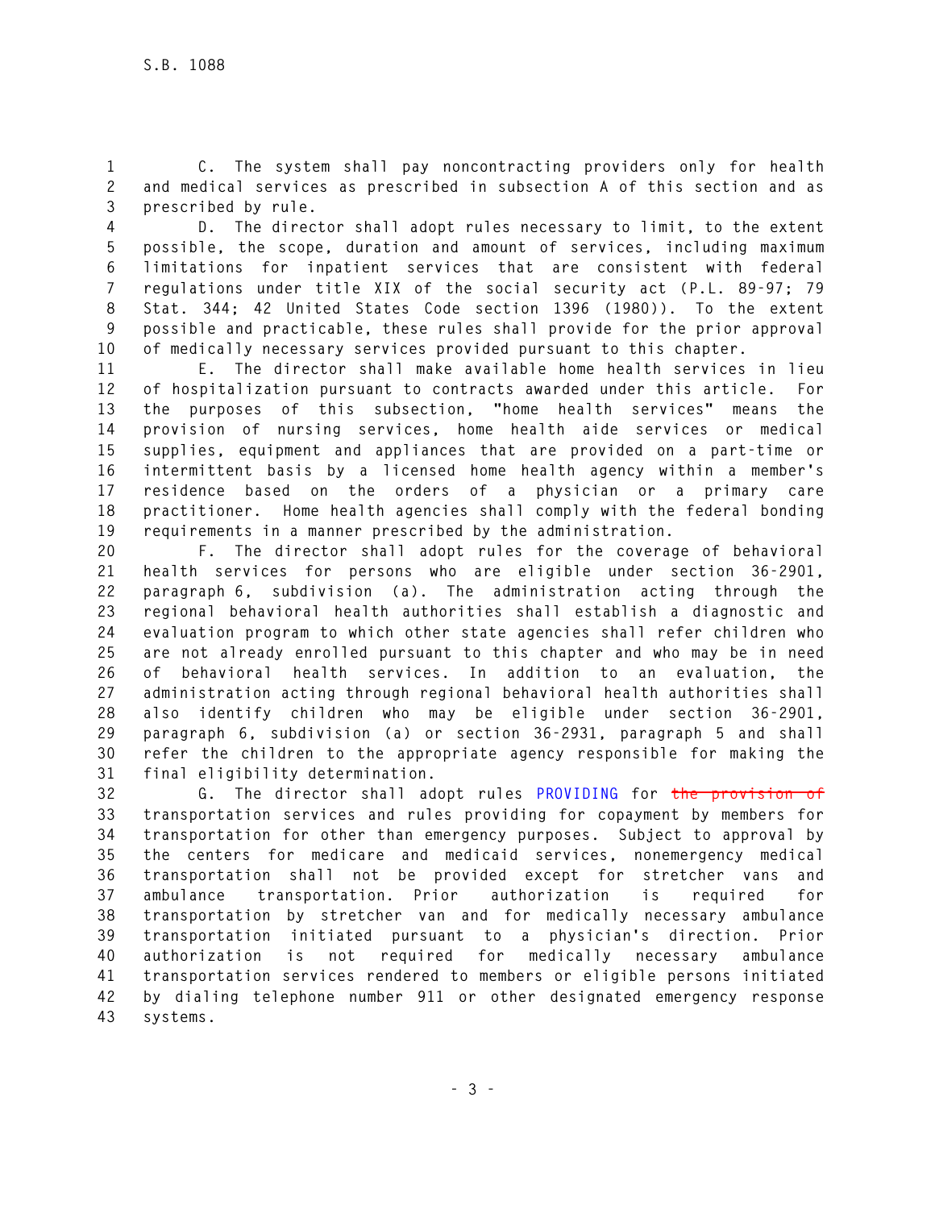C. The system shall pay noncontracting providers only for health and medical services as prescribed in subsection A of this section and as prescribed by rule.

D. The director shall adopt rules necessary to limit, to the extent possible, the scope, duration and amount of services, including maximum limitations for inpatient services that are consistent with federal regulations under title XIX of the social security act (P.L. 89-97; 79 Stat. 344; 42 United States Code section 1396 (1980)). To the extent possible and practicable, these rules shall provide for the prior approval of medically necessary services provided pursuant to this chapter.

E. The director shall make available home health services in lieu of hospitalization pursuant to contracts awarded under this article. For the purposes of this subsection, "home health services" means the provision of nursing services, home health aide services or medical supplies, equipment and appliances that are provided on a part-time or intermittent basis by a licensed home health agency within a member's residence based on the orders of a physician or a primary care practitioner. Home health agencies shall comply with the federal bonding requirements in a manner prescribed by the administration.

F. The director shall adopt rules for the coverage of behavioral health services for persons who are eligible under section 36-2901, paragraph 6, subdivision (a). The administration acting through the regional behavioral health authorities shall establish a diagnostic and evaluation program to which other state agencies shall refer children who are not already enrolled pursuant to this chapter and who may be in need of behavioral health services. In addition to an evaluation, the administration acting through regional behavioral health authorities shall also identify children who may be eligible under section 36-2901, paragraph 6, subdivision (a) or section 36-2931, paragraph 5 and shall refer the children to the appropriate agency responsible for making the final eligibility determination.

G. The director shall adopt rules PROVIDING for ~~the provision of~~ transportation services and rules providing for copayment by members for transportation for other than emergency purposes. Subject to approval by the centers for medicare and medicaid services, nonemergency medical transportation shall not be provided except for stretcher vans and ambulance transportation. Prior authorization is required for transportation by stretcher van and for medically necessary ambulance transportation initiated pursuant to a physician's direction. Prior authorization is not required for medically necessary ambulance transportation services rendered to members or eligible persons initiated by dialing telephone number 911 or other designated emergency response systems.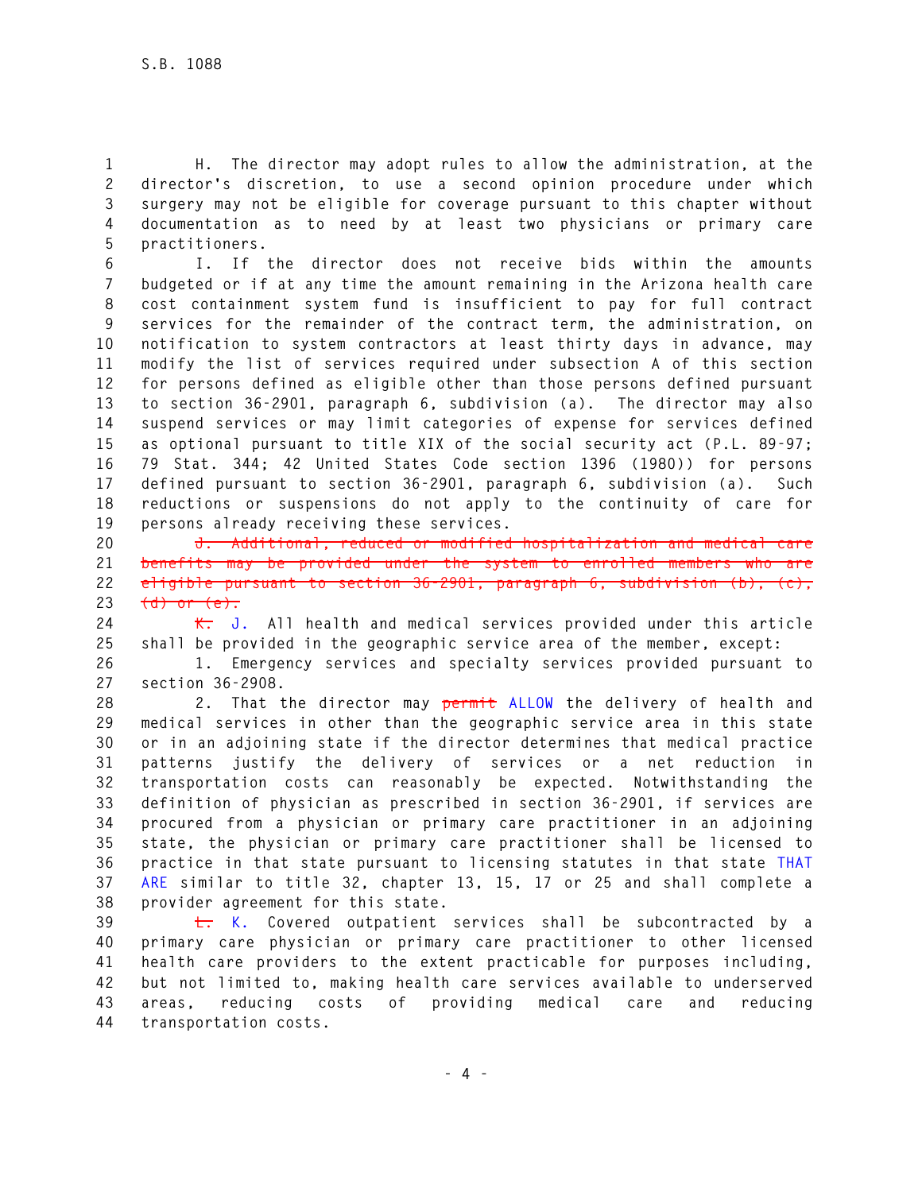H. The director may adopt rules to allow the administration, at the director's discretion, to use a second opinion procedure under which surgery may not be eligible for coverage pursuant to this chapter without documentation as to need by at least two physicians or primary care practitioners.

I. If the director does not receive bids within the amounts budgeted or if at any time the amount remaining in the Arizona health care cost containment system fund is insufficient to pay for full contract services for the remainder of the contract term, the administration, on notification to system contractors at least thirty days in advance, may modify the list of services required under subsection A of this section for persons defined as eligible other than those persons defined pursuant to section 36-2901, paragraph 6, subdivision (a). The director may also suspend services or may limit categories of expense for services defined as optional pursuant to title XIX of the social security act (P.L. 89-97; 79 Stat. 344; 42 United States Code section 1396 (1980)) for persons defined pursuant to section 36-2901, paragraph 6, subdivision (a). Such reductions or suspensions do not apply to the continuity of care for persons already receiving these services.

~~J. Additional, reduced or modified hospitalization and medical care benefits may be provided under the system to enrolled members who are eligible pursuant to section 36-2901, paragraph 6, subdivision (b), (c), (d) or (e).~~

~~K.~~ J. All health and medical services provided under this article shall be provided in the geographic service area of the member, except:

1. Emergency services and specialty services provided pursuant to section 36-2908.

2. That the director may ~~permit~~ ALLOW the delivery of health and medical services in other than the geographic service area in this state or in an adjoining state if the director determines that medical practice patterns justify the delivery of services or a net reduction in transportation costs can reasonably be expected. Notwithstanding the definition of physician as prescribed in section 36-2901, if services are procured from a physician or primary care practitioner in an adjoining state, the physician or primary care practitioner shall be licensed to practice in that state pursuant to licensing statutes in that state THAT ARE similar to title 32, chapter 13, 15, 17 or 25 and shall complete a provider agreement for this state.

~~L.~~ K. Covered outpatient services shall be subcontracted by a primary care physician or primary care practitioner to other licensed health care providers to the extent practicable for purposes including, but not limited to, making health care services available to underserved areas, reducing costs of providing medical care and reducing transportation costs.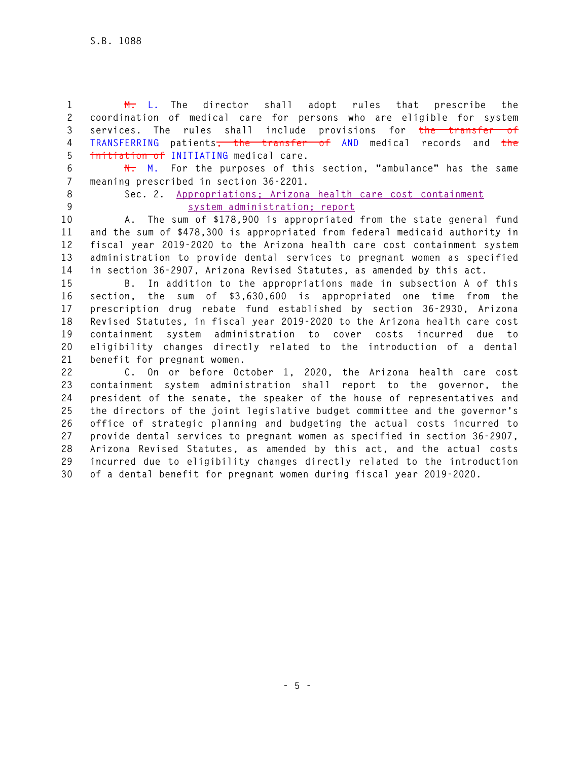~~M.~~ L. The director shall adopt rules that prescribe the coordination of medical care for persons who are eligible for system services. The rules shall include provisions for ~~the transfer of~~ TRANSFERRING patients~~, the transfer of~~ AND medical records and ~~the initiation of~~ INITIATING medical care.

~~N.~~ M. For the purposes of this section, "ambulance" has the same meaning prescribed in section 36-2201.

Sec. 2. Appropriations; Arizona health care cost containment system administration; report

A. The sum of $178,900 is appropriated from the state general fund and the sum of $478,300 is appropriated from federal medicaid authority in fiscal year 2019-2020 to the Arizona health care cost containment system administration to provide dental services to pregnant women as specified in section 36-2907, Arizona Revised Statutes, as amended by this act.

B. In addition to the appropriations made in subsection A of this section, the sum of $3,630,600 is appropriated one time from the prescription drug rebate fund established by section 36-2930, Arizona Revised Statutes, in fiscal year 2019-2020 to the Arizona health care cost containment system administration to cover costs incurred due to eligibility changes directly related to the introduction of a dental benefit for pregnant women.

C. On or before October 1, 2020, the Arizona health care cost containment system administration shall report to the governor, the president of the senate, the speaker of the house of representatives and the directors of the joint legislative budget committee and the governor's office of strategic planning and budgeting the actual costs incurred to provide dental services to pregnant women as specified in section 36-2907, Arizona Revised Statutes, as amended by this act, and the actual costs incurred due to eligibility changes directly related to the introduction of a dental benefit for pregnant women during fiscal year 2019-2020.